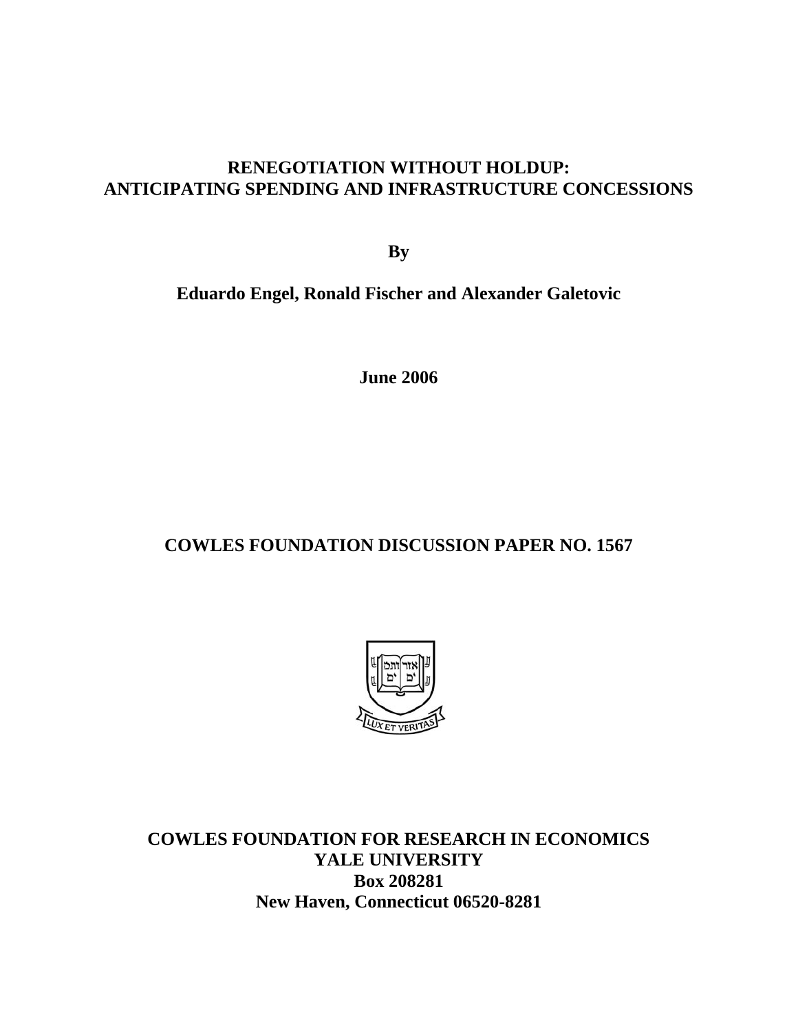# RENEGOTIATION WITHOUT HOLDUP: ANTICIPATING SPENDING AND INFRASTRUCTURE CONCESSIONS

**By**

**Eduardo Engel, Ronald Fischer and Alexander Galetovic**

**June 2006**

**COWLES FOUNDATION DISCUSSION PAPER NO. 1567**

**COWLES FOUNDATION FOR RESEARCH IN ECONOMICS**
**YALE UNIVERSITY**
**Box 208281**
**New Haven, Connecticut 06520-8281**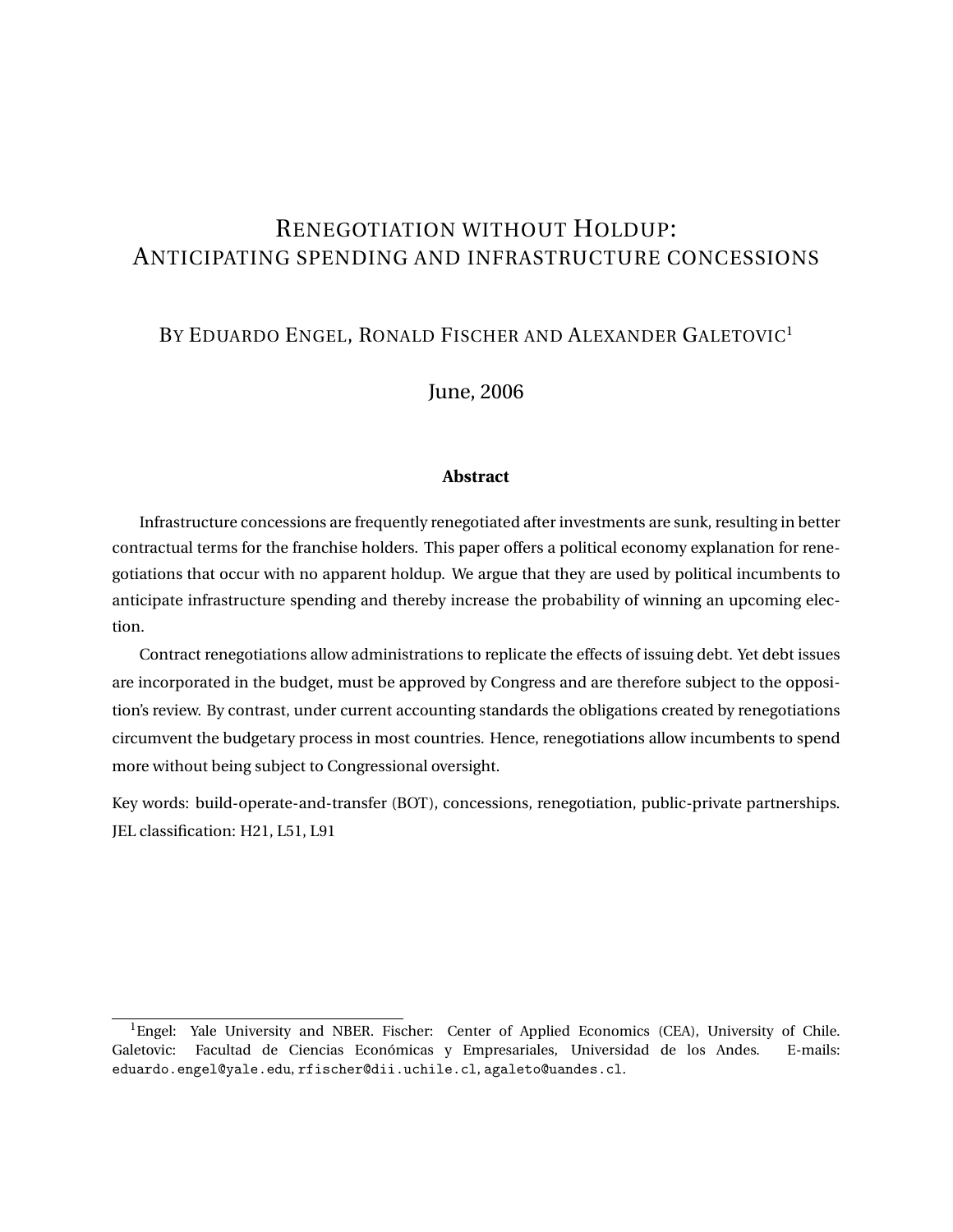# RENEGOTIATION WITHOUT HOLDUP: ANTICIPATING SPENDING AND INFRASTRUCTURE CONCESSIONS

BY EDUARDO ENGEL, RONALD FISCHER AND ALEXANDER GALETOVIC[1]

June, 2006

**Abstract**

Infrastructure concessions are frequently renegotiated after investments are sunk, resulting in better contractual terms for the franchise holders. This paper offers a political economy explanation for renegotiations that occur with no apparent holdup. We argue that they are used by political incumbents to anticipate infrastructure spending and thereby increase the probability of winning an upcoming election.

Contract renegotiations allow administrations to replicate the effects of issuing debt. Yet debt issues are incorporated in the budget, must be approved by Congress and are therefore subject to the opposition's review. By contrast, under current accounting standards the obligations created by renegotiations circumvent the budgetary process in most countries. Hence, renegotiations allow incumbents to spend more without being subject to Congressional oversight.

Key words: build-operate-and-transfer (BOT), concessions, renegotiation, public-private partnerships. JEL classification: H21, L51, L91

[1] Engel: Yale University and NBER. Fischer: Center of Applied Economics (CEA), University of Chile. Galetovic: Facultad de Ciencias Económicas y Empresariales, Universidad de los Andes. E-mails: eduardo.engel@yale.edu, rfischer@dii.uchile.cl, agaleto@uandes.cl.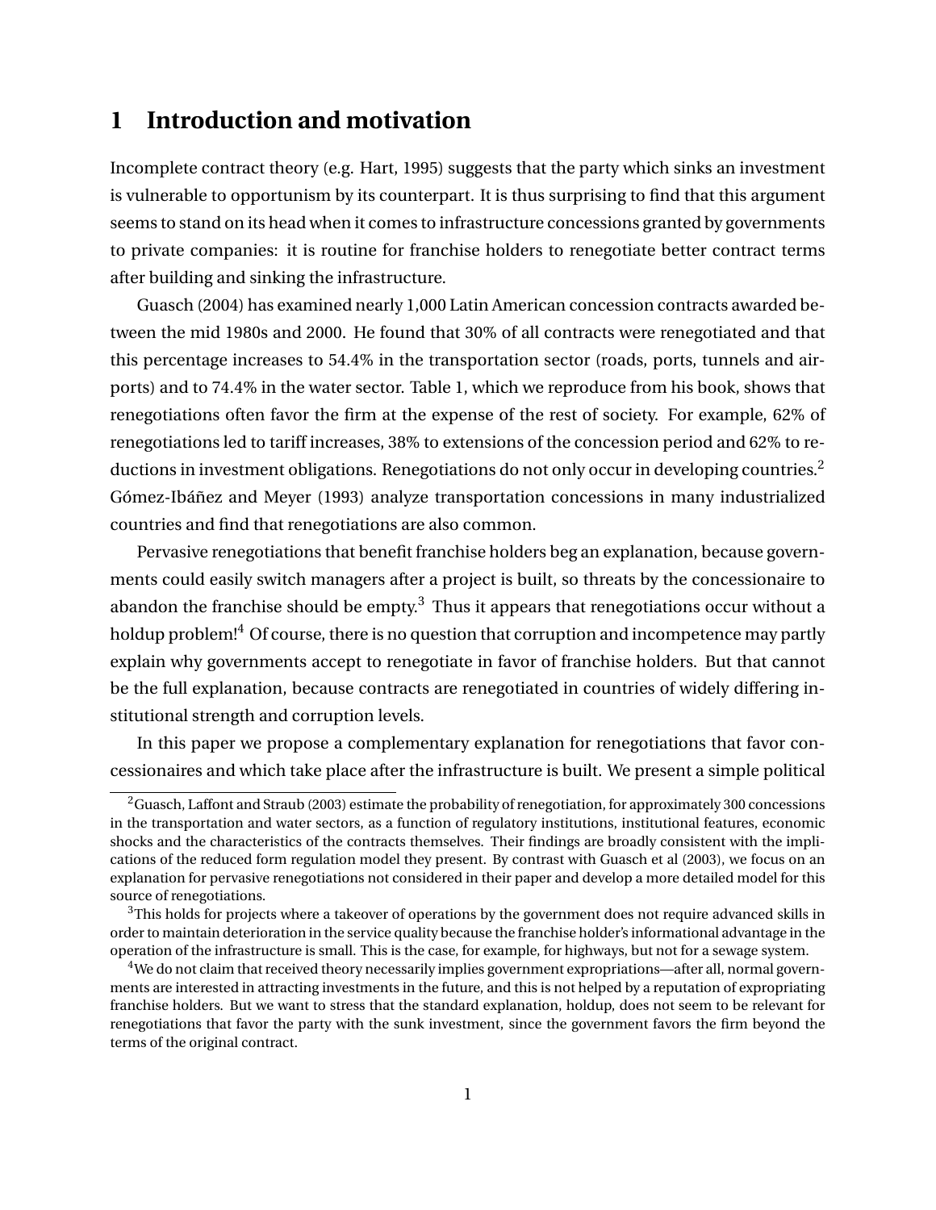# 1 Introduction and motivation

Incomplete contract theory (e.g. Hart, 1995) suggests that the party which sinks an investment is vulnerable to opportunism by its counterpart. It is thus surprising to find that this argument seems to stand on its head when it comes to infrastructure concessions granted by governments to private companies: it is routine for franchise holders to renegotiate better contract terms after building and sinking the infrastructure.

Guasch (2004) has examined nearly 1,000 Latin American concession contracts awarded between the mid 1980s and 2000. He found that 30% of all contracts were renegotiated and that this percentage increases to 54.4% in the transportation sector (roads, ports, tunnels and airports) and to 74.4% in the water sector. Table 1, which we reproduce from his book, shows that renegotiations often favor the firm at the expense of the rest of society. For example, 62% of renegotiations led to tariff increases, 38% to extensions of the concession period and 62% to reductions in investment obligations. Renegotiations do not only occur in developing countries.[2] Gómez-Ibáñez and Meyer (1993) analyze transportation concessions in many industrialized countries and find that renegotiations are also common.

Pervasive renegotiations that benefit franchise holders beg an explanation, because governments could easily switch managers after a project is built, so threats by the concessionaire to abandon the franchise should be empty.[3] Thus it appears that renegotiations occur without a holdup problem![4] Of course, there is no question that corruption and incompetence may partly explain why governments accept to renegotiate in favor of franchise holders. But that cannot be the full explanation, because contracts are renegotiated in countries of widely differing institutional strength and corruption levels.

In this paper we propose a complementary explanation for renegotiations that favor concessionaires and which take place after the infrastructure is built. We present a simple political

[2] Guasch, Laffont and Straub (2003) estimate the probability of renegotiation, for approximately 300 concessions in the transportation and water sectors, as a function of regulatory institutions, institutional features, economic shocks and the characteristics of the contracts themselves. Their findings are broadly consistent with the implications of the reduced form regulation model they present. By contrast with Guasch et al (2003), we focus on an explanation for pervasive renegotiations not considered in their paper and develop a more detailed model for this source of renegotiations.

[3] This holds for projects where a takeover of operations by the government does not require advanced skills in order to maintain deterioration in the service quality because the franchise holder's informational advantage in the operation of the infrastructure is small. This is the case, for example, for highways, but not for a sewage system.

[4] We do not claim that received theory necessarily implies government expropriations—after all, normal governments are interested in attracting investments in the future, and this is not helped by a reputation of expropriating franchise holders. But we want to stress that the standard explanation, holdup, does not seem to be relevant for renegotiations that favor the party with the sunk investment, since the government favors the firm beyond the terms of the original contract.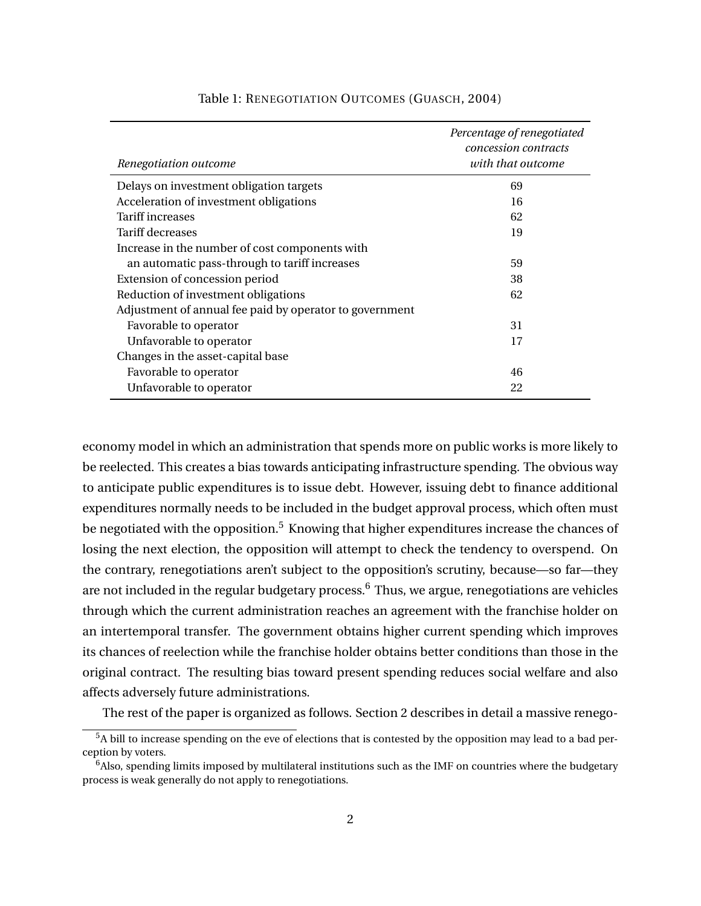Table 1: RENEGOTIATION OUTCOMES (GUASCH, 2004)

| *Renegotiation outcome* | *Percentage of renegotiated concession contracts with that outcome* |
|---|---|
| Delays on investment obligation targets | 69 |
| Acceleration of investment obligations | 16 |
| Tariff increases | 62 |
| Tariff decreases | 19 |
| Increase in the number of cost components with an automatic pass-through to tariff increases | 59 |
| Extension of concession period | 38 |
| Reduction of investment obligations | 62 |
| Adjustment of annual fee paid by operator to government | |
| Favorable to operator | 31 |
| Unfavorable to operator | 17 |
| Changes in the asset-capital base | |
| Favorable to operator | 46 |
| Unfavorable to operator | 22 |

economy model in which an administration that spends more on public works is more likely to be reelected. This creates a bias towards anticipating infrastructure spending. The obvious way to anticipate public expenditures is to issue debt. However, issuing debt to finance additional expenditures normally needs to be included in the budget approval process, which often must be negotiated with the opposition.[5] Knowing that higher expenditures increase the chances of losing the next election, the opposition will attempt to check the tendency to overspend. On the contrary, renegotiations aren't subject to the opposition's scrutiny, because—so far—they are not included in the regular budgetary process.[6] Thus, we argue, renegotiations are vehicles through which the current administration reaches an agreement with the franchise holder on an intertemporal transfer. The government obtains higher current spending which improves its chances of reelection while the franchise holder obtains better conditions than those in the original contract. The resulting bias toward present spending reduces social welfare and also affects adversely future administrations.

The rest of the paper is organized as follows. Section 2 describes in detail a massive renego-

[5] A bill to increase spending on the eve of elections that is contested by the opposition may lead to a bad perception by voters.

[6] Also, spending limits imposed by multilateral institutions such as the IMF on countries where the budgetary process is weak generally do not apply to renegotiations.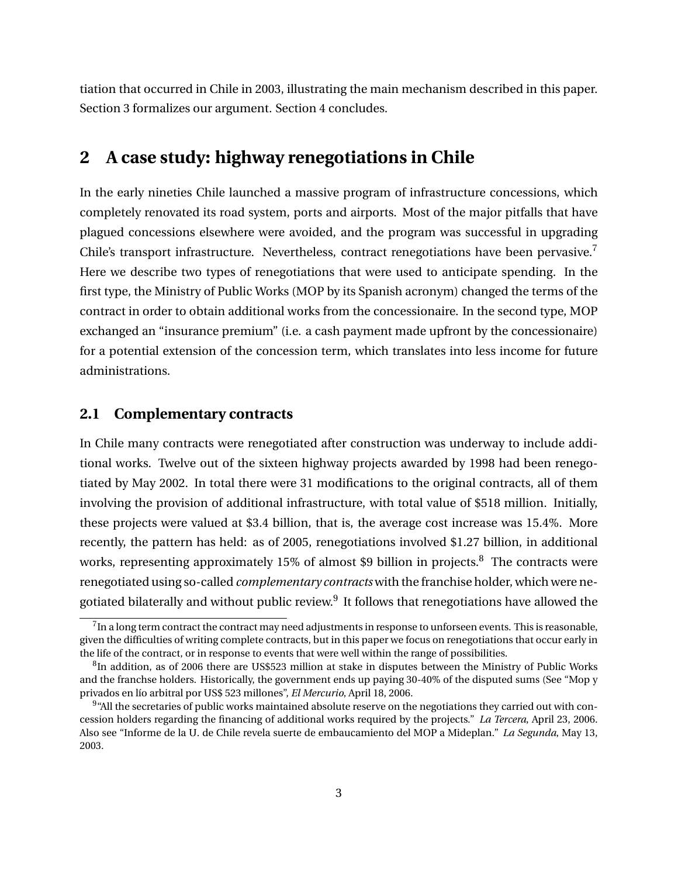tiation that occurred in Chile in 2003, illustrating the main mechanism described in this paper. Section 3 formalizes our argument. Section 4 concludes.

## 2 A case study: highway renegotiations in Chile

In the early nineties Chile launched a massive program of infrastructure concessions, which completely renovated its road system, ports and airports. Most of the major pitfalls that have plagued concessions elsewhere were avoided, and the program was successful in upgrading Chile's transport infrastructure. Nevertheless, contract renegotiations have been pervasive.[7] Here we describe two types of renegotiations that were used to anticipate spending. In the first type, the Ministry of Public Works (MOP by its Spanish acronym) changed the terms of the contract in order to obtain additional works from the concessionaire. In the second type, MOP exchanged an "insurance premium" (i.e. a cash payment made upfront by the concessionaire) for a potential extension of the concession term, which translates into less income for future administrations.

### 2.1 Complementary contracts

In Chile many contracts were renegotiated after construction was underway to include additional works. Twelve out of the sixteen highway projects awarded by 1998 had been renegotiated by May 2002. In total there were 31 modifications to the original contracts, all of them involving the provision of additional infrastructure, with total value of $518 million. Initially, these projects were valued at $3.4 billion, that is, the average cost increase was 15.4%. More recently, the pattern has held: as of 2005, renegotiations involved $1.27 billion, in additional works, representing approximately 15% of almost $9 billion in projects.[8] The contracts were renegotiated using so-called *complementary contracts* with the franchise holder, which were negotiated bilaterally and without public review.[9] It follows that renegotiations have allowed the

[7] In a long term contract the contract may need adjustments in response to unforseen events. This is reasonable, given the difficulties of writing complete contracts, but in this paper we focus on renegotiations that occur early in the life of the contract, or in response to events that were well within the range of possibilities.

[8] In addition, as of 2006 there are US$523 million at stake in disputes between the Ministry of Public Works and the franchse holders. Historically, the government ends up paying 30-40% of the disputed sums (See "Mop y privados en lío arbitral por US$ 523 millones", *El Mercurio*, April 18, 2006.

[9] "All the secretaries of public works maintained absolute reserve on the negotiations they carried out with concession holders regarding the financing of additional works required by the projects." *La Tercera*, April 23, 2006. Also see "Informe de la U. de Chile revela suerte de embaucamiento del MOP a Mideplan." *La Segunda*, May 13, 2003.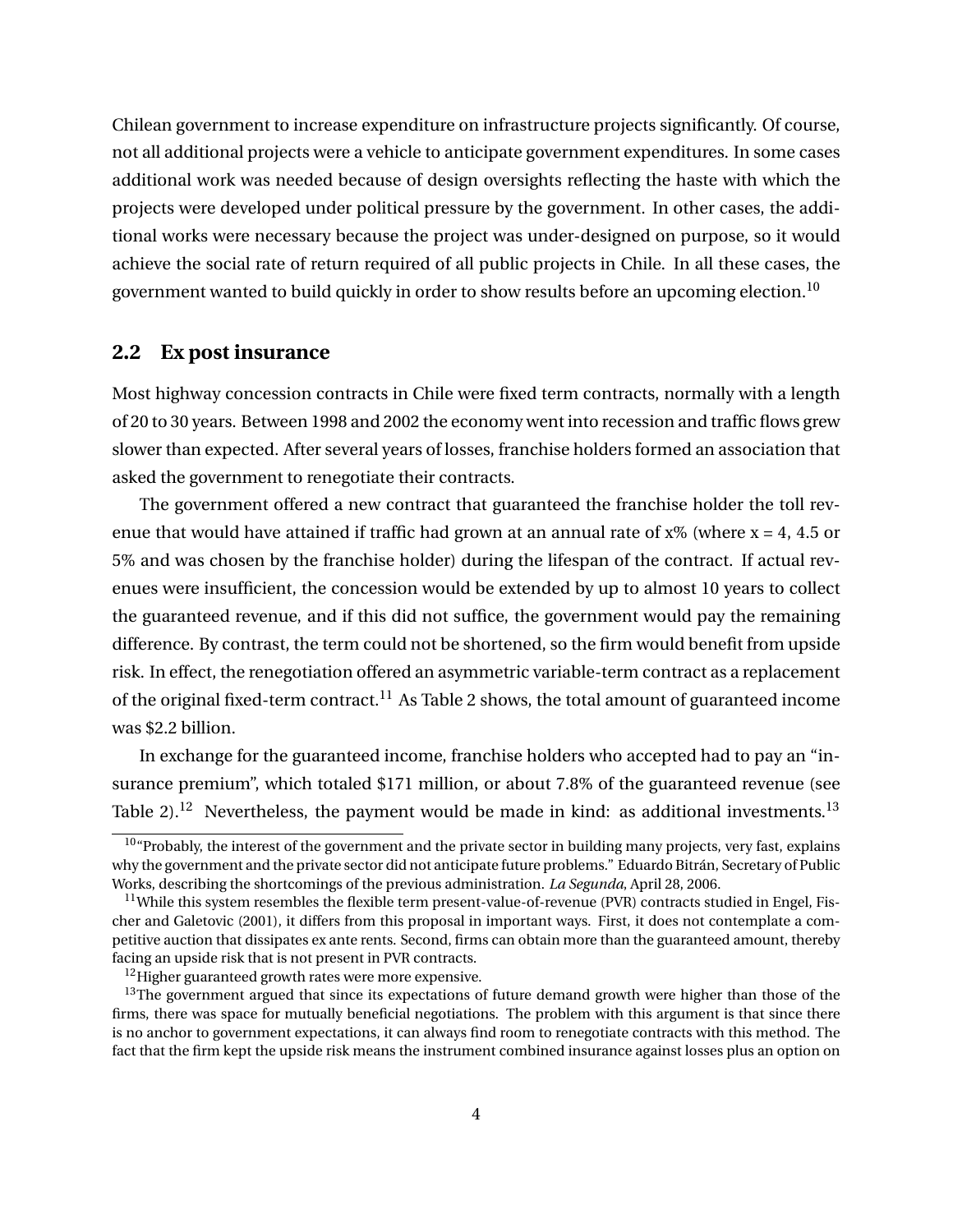Chilean government to increase expenditure on infrastructure projects significantly. Of course, not all additional projects were a vehicle to anticipate government expenditures. In some cases additional work was needed because of design oversights reflecting the haste with which the projects were developed under political pressure by the government. In other cases, the additional works were necessary because the project was under-designed on purpose, so it would achieve the social rate of return required of all public projects in Chile. In all these cases, the government wanted to build quickly in order to show results before an upcoming election.[10]

## 2.2 Ex post insurance

Most highway concession contracts in Chile were fixed term contracts, normally with a length of 20 to 30 years. Between 1998 and 2002 the economy went into recession and traffic flows grew slower than expected. After several years of losses, franchise holders formed an association that asked the government to renegotiate their contracts.

The government offered a new contract that guaranteed the franchise holder the toll revenue that would have attained if traffic had grown at an annual rate of x% (where x = 4, 4.5 or 5% and was chosen by the franchise holder) during the lifespan of the contract. If actual revenues were insufficient, the concession would be extended by up to almost 10 years to collect the guaranteed revenue, and if this did not suffice, the government would pay the remaining difference. By contrast, the term could not be shortened, so the firm would benefit from upside risk. In effect, the renegotiation offered an asymmetric variable-term contract as a replacement of the original fixed-term contract.[11] As Table 2 shows, the total amount of guaranteed income was $2.2 billion.

In exchange for the guaranteed income, franchise holders who accepted had to pay an "insurance premium", which totaled $171 million, or about 7.8% of the guaranteed revenue (see Table 2).[12] Nevertheless, the payment would be made in kind: as additional investments.[13]

[10] "Probably, the interest of the government and the private sector in building many projects, very fast, explains why the government and the private sector did not anticipate future problems." Eduardo Bitrán, Secretary of Public Works, describing the shortcomings of the previous administration. *La Segunda*, April 28, 2006.

[11] While this system resembles the flexible term present-value-of-revenue (PVR) contracts studied in Engel, Fischer and Galetovic (2001), it differs from this proposal in important ways. First, it does not contemplate a competitive auction that dissipates ex ante rents. Second, firms can obtain more than the guaranteed amount, thereby facing an upside risk that is not present in PVR contracts.

[12] Higher guaranteed growth rates were more expensive.

[13] The government argued that since its expectations of future demand growth were higher than those of the firms, there was space for mutually beneficial negotiations. The problem with this argument is that since there is no anchor to government expectations, it can always find room to renegotiate contracts with this method. The fact that the firm kept the upside risk means the instrument combined insurance against losses plus an option on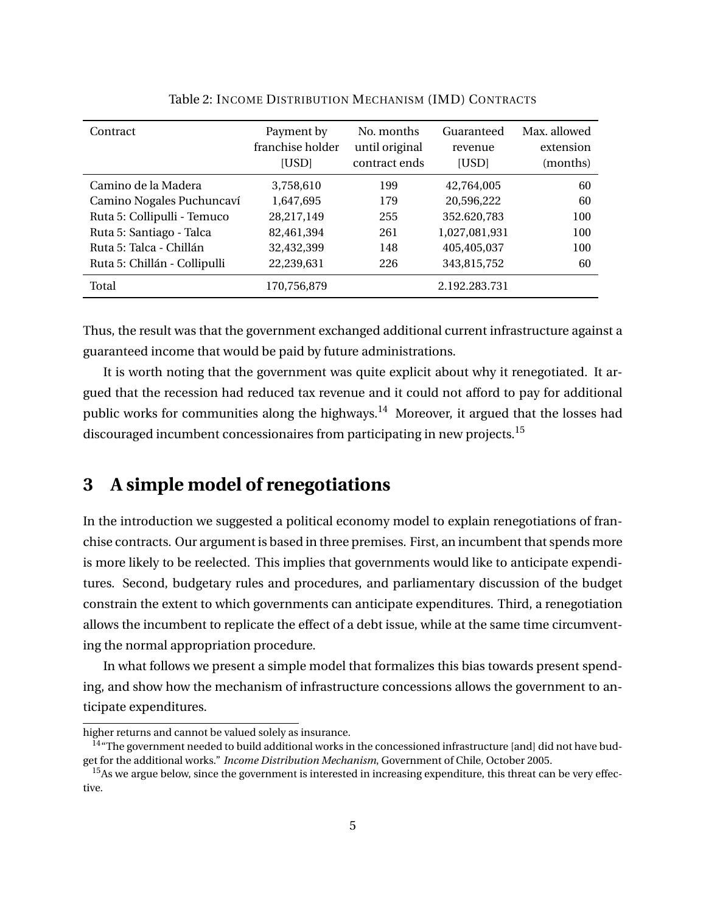Table 2: INCOME DISTRIBUTION MECHANISM (IMD) CONTRACTS

| Contract | Payment by franchise holder [USD] | No. months until original contract ends | Guaranteed revenue [USD] | Max. allowed extension (months) |
|---|---|---|---|---|
| Camino de la Madera | 3,758,610 | 199 | 42,764,005 | 60 |
| Camino Nogales Puchuncaví | 1,647,695 | 179 | 20,596,222 | 60 |
| Ruta 5: Collipulli - Temuco | 28,217,149 | 255 | 352.620,783 | 100 |
| Ruta 5: Santiago - Talca | 82,461,394 | 261 | 1,027,081,931 | 100 |
| Ruta 5: Talca - Chillán | 32,432,399 | 148 | 405,405,037 | 100 |
| Ruta 5: Chillán - Collipulli | 22,239,631 | 226 | 343,815,752 | 60 |
| Total | 170,756,879 | | 2.192.283.731 | |

Thus, the result was that the government exchanged additional current infrastructure against a guaranteed income that would be paid by future administrations.

It is worth noting that the government was quite explicit about why it renegotiated. It argued that the recession had reduced tax revenue and it could not afford to pay for additional public works for communities along the highways.[14] Moreover, it argued that the losses had discouraged incumbent concessionaires from participating in new projects.[15]

## 3 A simple model of renegotiations

In the introduction we suggested a political economy model to explain renegotiations of franchise contracts. Our argument is based in three premises. First, an incumbent that spends more is more likely to be reelected. This implies that governments would like to anticipate expenditures. Second, budgetary rules and procedures, and parliamentary discussion of the budget constrain the extent to which governments can anticipate expenditures. Third, a renegotiation allows the incumbent to replicate the effect of a debt issue, while at the same time circumventing the normal appropriation procedure.

In what follows we present a simple model that formalizes this bias towards present spending, and show how the mechanism of infrastructure concessions allows the government to anticipate expenditures.

higher returns and cannot be valued solely as insurance.

[14] "The government needed to build additional works in the concessioned infrastructure [and] did not have budget for the additional works." *Income Distribution Mechanism*, Government of Chile, October 2005.

[15] As we argue below, since the government is interested in increasing expenditure, this threat can be very effective.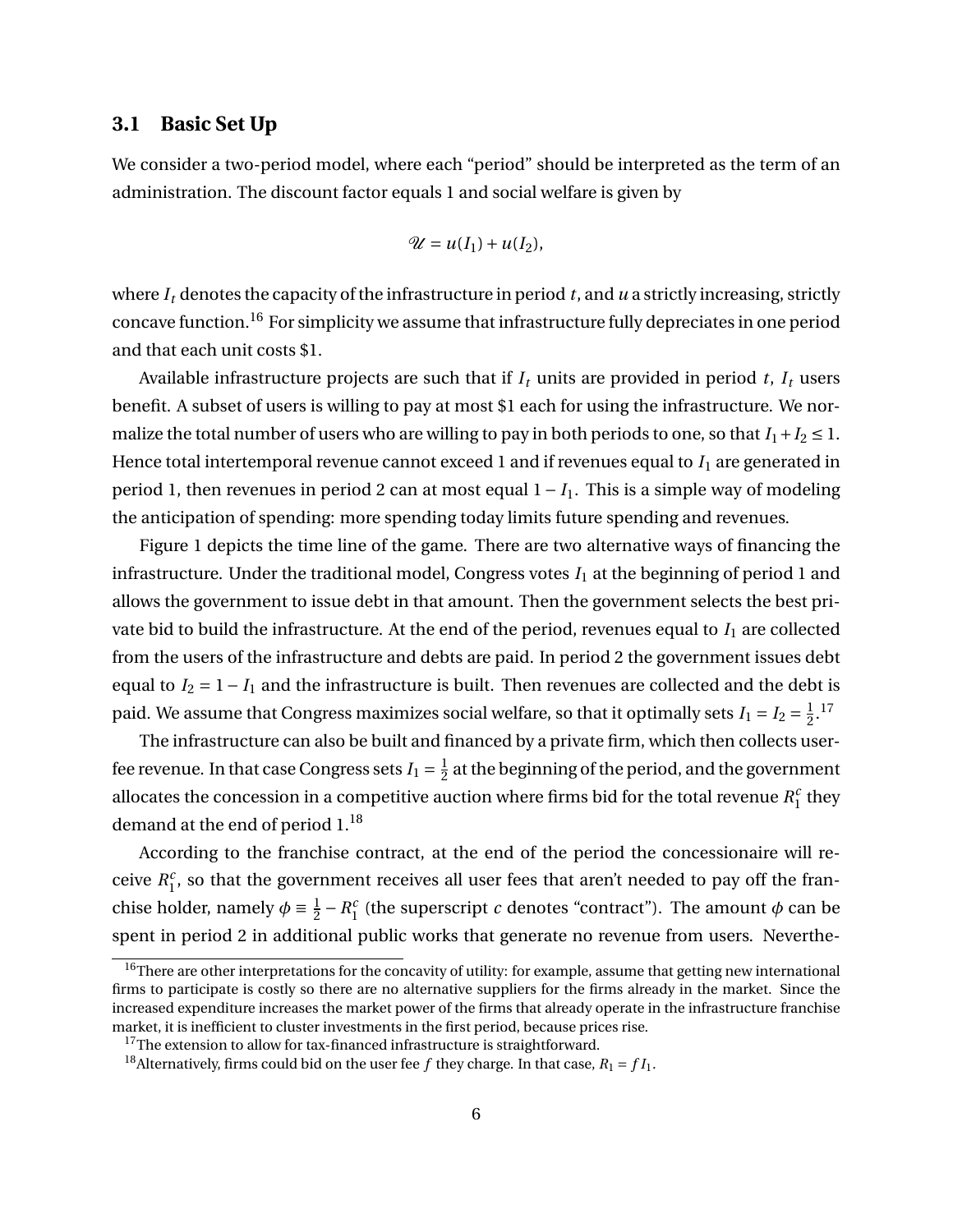### 3.1 Basic Set Up

We consider a two-period model, where each "period" should be interpreted as the term of an administration. The discount factor equals 1 and social welfare is given by

$$\mathscr{U} = u(I_1) + u(I_2),$$

where $I_t$ denotes the capacity of the infrastructure in period $t$, and $u$ a strictly increasing, strictly concave function.[16] For simplicity we assume that infrastructure fully depreciates in one period and that each unit costs \$1.

Available infrastructure projects are such that if $I_t$ units are provided in period $t$, $I_t$ users benefit. A subset of users is willing to pay at most \$1 each for using the infrastructure. We normalize the total number of users who are willing to pay in both periods to one, so that $I_1 + I_2 \leq 1$. Hence total intertemporal revenue cannot exceed 1 and if revenues equal to $I_1$ are generated in period 1, then revenues in period 2 can at most equal $1 - I_1$. This is a simple way of modeling the anticipation of spending: more spending today limits future spending and revenues.

Figure 1 depicts the time line of the game. There are two alternative ways of financing the infrastructure. Under the traditional model, Congress votes $I_1$ at the beginning of period 1 and allows the government to issue debt in that amount. Then the government selects the best private bid to build the infrastructure. At the end of the period, revenues equal to $I_1$ are collected from the users of the infrastructure and debts are paid. In period 2 the government issues debt equal to $I_2 = 1 - I_1$ and the infrastructure is built. Then revenues are collected and the debt is paid. We assume that Congress maximizes social welfare, so that it optimally sets $I_1 = I_2 = \frac{1}{2}$.[17]

The infrastructure can also be built and financed by a private firm, which then collects user-fee revenue. In that case Congress sets $I_1 = \frac{1}{2}$ at the beginning of the period, and the government allocates the concession in a competitive auction where firms bid for the total revenue $R_1^c$ they demand at the end of period 1.[18]

According to the franchise contract, at the end of the period the concessionaire will receive $R_1^c$, so that the government receives all user fees that aren't needed to pay off the franchise holder, namely $\phi \equiv \frac{1}{2} - R_1^c$ (the superscript $c$ denotes "contract"). The amount $\phi$ can be spent in period 2 in additional public works that generate no revenue from users. Neverthe-

[16] There are other interpretations for the concavity of utility: for example, assume that getting new international firms to participate is costly so there are no alternative suppliers for the firms already in the market. Since the increased expenditure increases the market power of the firms that already operate in the infrastructure franchise market, it is inefficient to cluster investments in the first period, because prices rise.

[17] The extension to allow for tax-financed infrastructure is straightforward.

[18] Alternatively, firms could bid on the user fee $f$ they charge. In that case, $R_1 = f I_1$.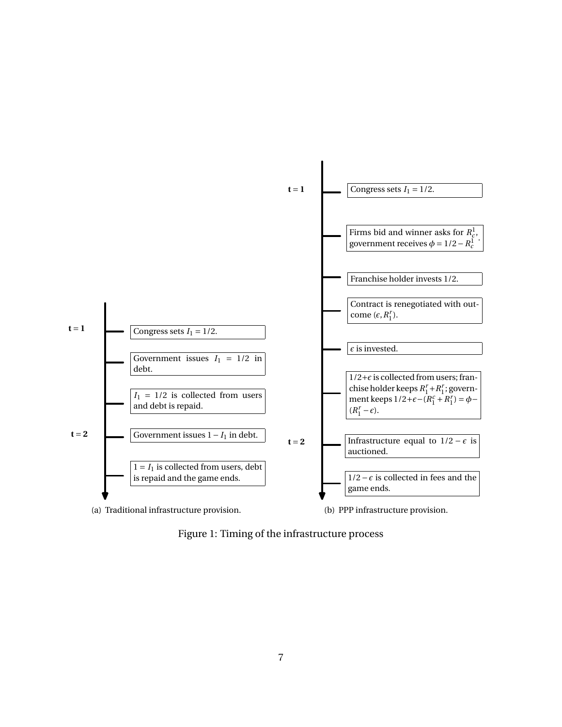**(a) Traditional infrastructure provision.**

**t = 1**

- Congress sets $I_1 = 1/2$.
- Government issues $I_1 = 1/2$ in debt.
- $I_1 = 1/2$ is collected from users and debt is repaid.

**t = 2**

- Government issues $1 - I_1$ in debt.
- $1 = I_1$ is collected from users, debt is repaid and the game ends.

(a) Traditional infrastructure provision.

**(b) PPP infrastructure provision.**

**t = 1**

- Congress sets $I_1 = 1/2$.
- Firms bid and winner asks for $R_c^1$, government receives $\phi = 1/2 - R_c^1$.
- Franchise holder invests 1/2.
- Contract is renegotiated with outcome $(\epsilon, R_1^r)$.
- $\epsilon$ is invested.
- $1/2+\epsilon$ is collected from users; franchise holder keeps $R_1^r + R_1^r$; government keeps $1/2+\epsilon-(R_1^c + R_1^r) = \phi - (R_1^r - \epsilon)$.

**t = 2**

- Infrastructure equal to $1/2 - \epsilon$ is auctioned.
- $1/2 - \epsilon$ is collected in fees and the game ends.

(b) PPP infrastructure provision.

Figure 1: Timing of the infrastructure process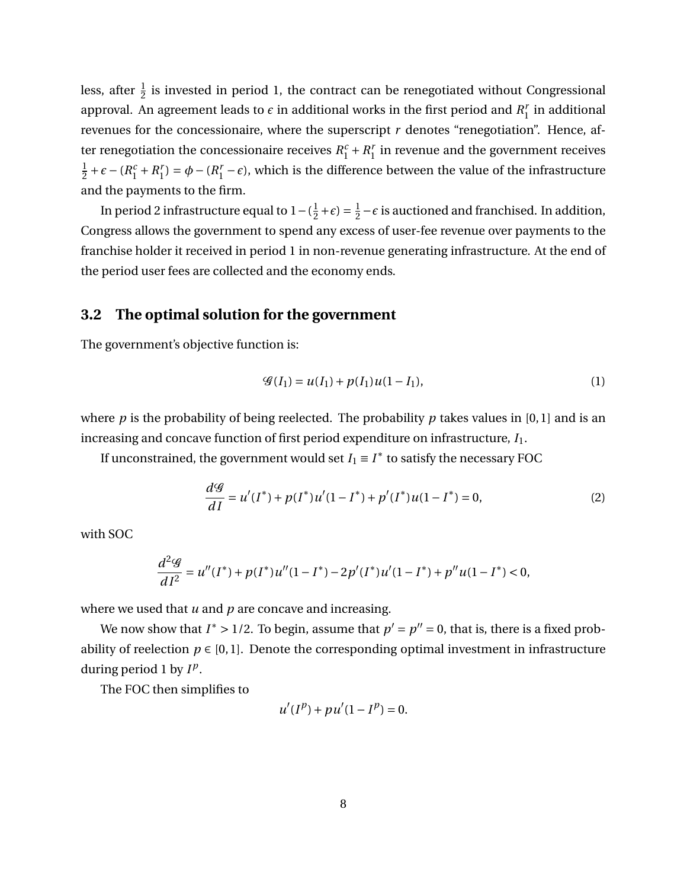less, after $\frac{1}{2}$ is invested in period 1, the contract can be renegotiated without Congressional approval. An agreement leads to $\epsilon$ in additional works in the first period and $R_1^r$ in additional revenues for the concessionaire, where the superscript $r$ denotes "renegotiation". Hence, after renegotiation the concessionaire receives $R_1^c + R_1^r$ in revenue and the government receives $\frac{1}{2} + \epsilon - (R_1^c + R_1^r) = \phi - (R_1^r - \epsilon)$, which is the difference between the value of the infrastructure and the payments to the firm.

In period 2 infrastructure equal to $1 - (\frac{1}{2} + \epsilon) = \frac{1}{2} - \epsilon$ is auctioned and franchised. In addition, Congress allows the government to spend any excess of user-fee revenue over payments to the franchise holder it received in period 1 in non-revenue generating infrastructure. At the end of the period user fees are collected and the economy ends.

## 3.2 The optimal solution for the government

The government's objective function is:

$$\mathscr{G}(I_1) = u(I_1) + p(I_1)u(1 - I_1), \tag{1}$$

where $p$ is the probability of being reelected. The probability $p$ takes values in $[0, 1]$ and is an increasing and concave function of first period expenditure on infrastructure, $I_1$.

If unconstrained, the government would set $I_1 \equiv I^*$ to satisfy the necessary FOC

$$\frac{d\mathscr{G}}{dI} = u'(I^*) + p(I^*)u'(1 - I^*) + p'(I^*)u(1 - I^*) = 0, \tag{2}$$

with SOC

$$\frac{d^2\mathscr{G}}{dI^2} = u''(I^*) + p(I^*)u''(1 - I^*) - 2p'(I^*)u'(1 - I^*) + p''u(1 - I^*) < 0,$$

where we used that $u$ and $p$ are concave and increasing.

We now show that $I^* > 1/2$. To begin, assume that $p' = p'' = 0$, that is, there is a fixed probability of reelection $p \in [0, 1]$. Denote the corresponding optimal investment in infrastructure during period 1 by $I^p$.

The FOC then simplifies to

$$u'(I^p) + pu'(1 - I^p) = 0.$$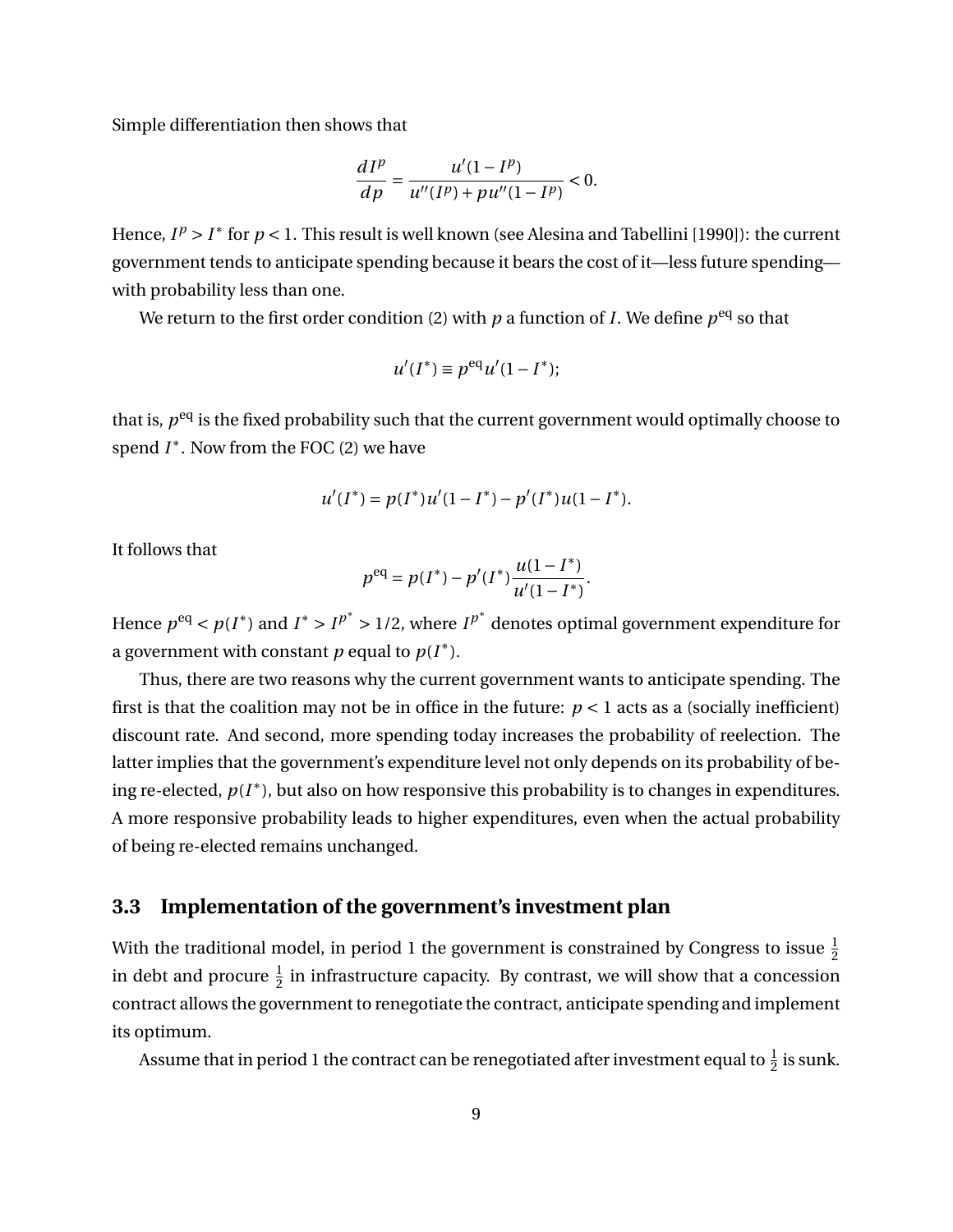Simple differentiation then shows that

$$\frac{dI^p}{dp} = \frac{u'(1-I^p)}{u''(I^p) + pu''(1-I^p)} < 0.$$

Hence, $I^p > I^*$ for $p < 1$. This result is well known (see Alesina and Tabellini [1990]): the current government tends to anticipate spending because it bears the cost of it—less future spending—with probability less than one.

We return to the first order condition (2) with $p$ a function of $I$. We define $p^{\text{eq}}$ so that

$$u'(I^*) \equiv p^{\text{eq}} u'(1-I^*);$$

that is, $p^{\text{eq}}$ is the fixed probability such that the current government would optimally choose to spend $I^*$. Now from the FOC (2) we have

$$u'(I^*) = p(I^*)u'(1-I^*) - p'(I^*)u(1-I^*).$$

It follows that

$$p^{\text{eq}} = p(I^*) - p'(I^*)\frac{u(1-I^*)}{u'(1-I^*)}.$$

Hence $p^{\text{eq}} < p(I^*)$ and $I^* > I^{p^*} > 1/2$, where $I^{p^*}$ denotes optimal government expenditure for a government with constant $p$ equal to $p(I^*)$.

Thus, there are two reasons why the current government wants to anticipate spending. The first is that the coalition may not be in office in the future: $p < 1$ acts as a (socially inefficient) discount rate. And second, more spending today increases the probability of reelection. The latter implies that the government's expenditure level not only depends on its probability of being re-elected, $p(I^*)$, but also on how responsive this probability is to changes in expenditures. A more responsive probability leads to higher expenditures, even when the actual probability of being re-elected remains unchanged.

### 3.3 Implementation of the government's investment plan

With the traditional model, in period 1 the government is constrained by Congress to issue $\frac{1}{2}$ in debt and procure $\frac{1}{2}$ in infrastructure capacity. By contrast, we will show that a concession contract allows the government to renegotiate the contract, anticipate spending and implement its optimum.

Assume that in period 1 the contract can be renegotiated after investment equal to $\frac{1}{2}$ is sunk.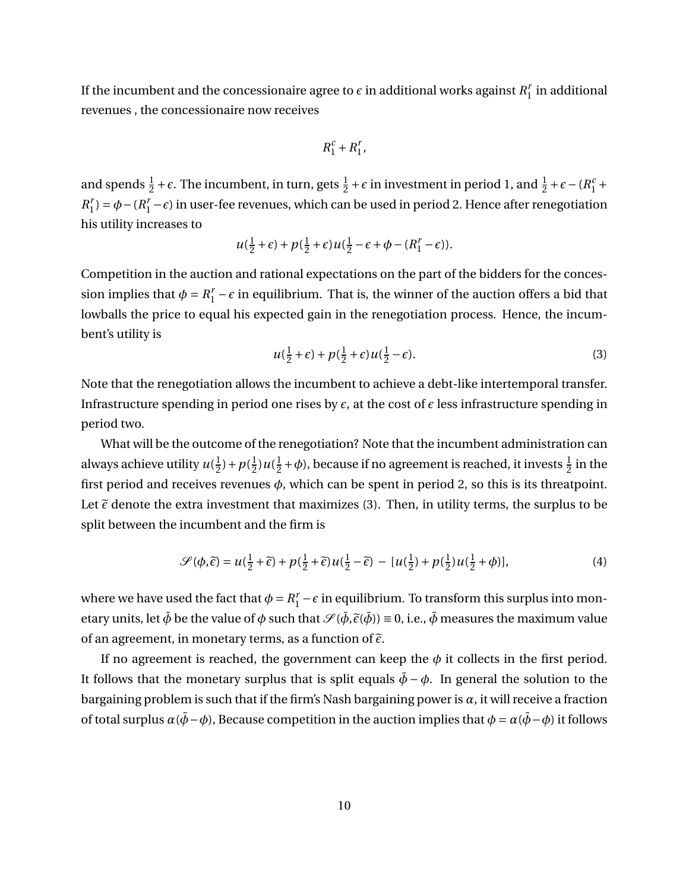If the incumbent and the concessionaire agree to $\epsilon$ in additional works against $R_1^r$ in additional revenues , the concessionaire now receives

$$R_1^c + R_1^r,$$

and spends $\frac{1}{2}+\epsilon$. The incumbent, in turn, gets $\frac{1}{2}+\epsilon$ in investment in period 1, and $\frac{1}{2}+\epsilon-(R_1^c+R_1^r) = \phi-(R_1^r-\epsilon)$ in user-fee revenues, which can be used in period 2. Hence after renegotiation his utility increases to

$$u(\tfrac{1}{2}+\epsilon)+p(\tfrac{1}{2}+\epsilon)u(\tfrac{1}{2}-\epsilon+\phi-(R_1^r-\epsilon)).$$

Competition in the auction and rational expectations on the part of the bidders for the concession implies that $\phi = R_1^r - \epsilon$ in equilibrium. That is, the winner of the auction offers a bid that lowballs the price to equal his expected gain in the renegotiation process. Hence, the incumbent's utility is

$$u(\tfrac{1}{2}+\epsilon)+p(\tfrac{1}{2}+\epsilon)u(\tfrac{1}{2}-\epsilon). \tag{3}$$

Note that the renegotiation allows the incumbent to achieve a debt-like intertemporal transfer. Infrastructure spending in period one rises by $\epsilon$, at the cost of $\epsilon$ less infrastructure spending in period two.

What will be the outcome of the renegotiation? Note that the incumbent administration can always achieve utility $u(\frac{1}{2})+p(\frac{1}{2})u(\frac{1}{2}+\phi)$, because if no agreement is reached, it invests $\frac{1}{2}$ in the first period and receives revenues $\phi$, which can be spent in period 2, so this is its threatpoint. Let $\tilde{\epsilon}$ denote the extra investment that maximizes (3). Then, in utility terms, the surplus to be split between the incumbent and the firm is

$$\mathscr{S}(\phi,\tilde{\epsilon}) = u(\tfrac{1}{2}+\tilde{\epsilon})+p(\tfrac{1}{2}+\tilde{\epsilon})u(\tfrac{1}{2}-\tilde{\epsilon}) \;-\; [u(\tfrac{1}{2})+p(\tfrac{1}{2})u(\tfrac{1}{2}+\phi)], \tag{4}$$

where we have used the fact that $\phi = R_1^r - \epsilon$ in equilibrium. To transform this surplus into monetary units, let $\bar{\phi}$ be the value of $\phi$ such that $\mathscr{S}(\bar{\phi},\tilde{\epsilon}(\bar{\phi}))\equiv 0$, i.e., $\bar{\phi}$ measures the maximum value of an agreement, in monetary terms, as a function of $\tilde{\epsilon}$.

If no agreement is reached, the government can keep the $\phi$ it collects in the first period. It follows that the monetary surplus that is split equals $\bar{\phi}-\phi$. In general the solution to the bargaining problem is such that if the firm's Nash bargaining power is $\alpha$, it will receive a fraction of total surplus $\alpha(\bar{\phi}-\phi)$, Because competition in the auction implies that $\phi = \alpha(\bar{\phi}-\phi)$ it follows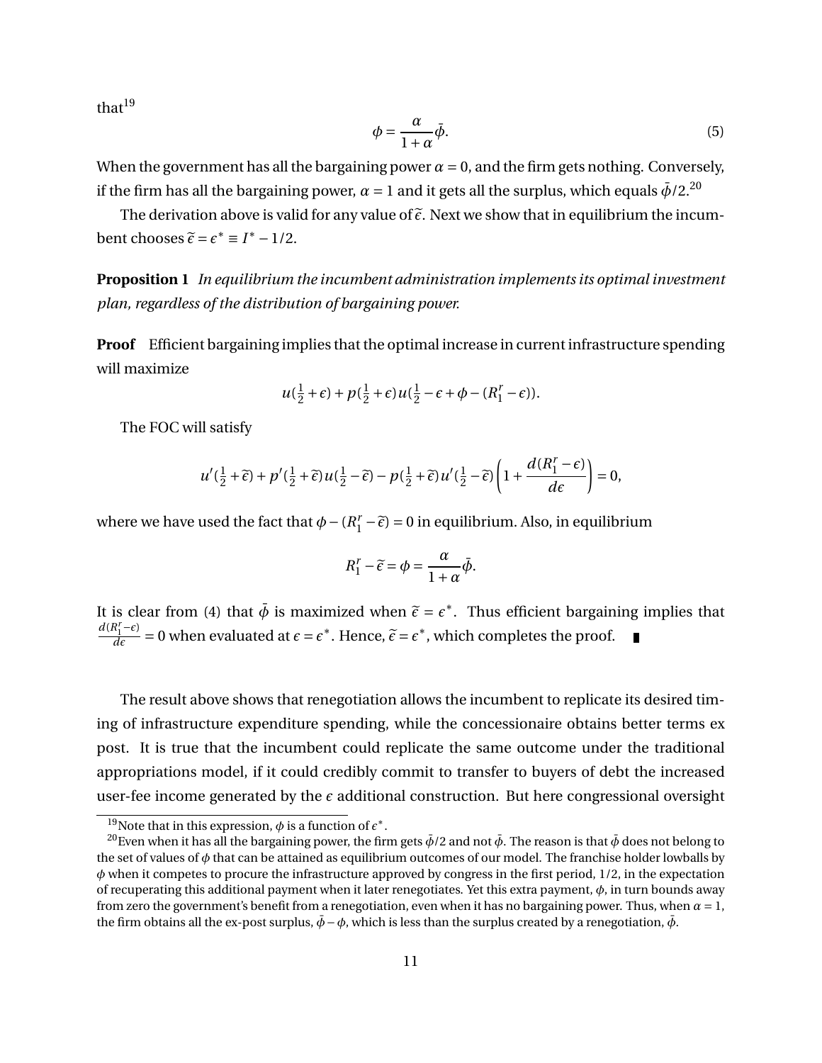that[19]

$$\phi = \frac{\alpha}{1+\alpha}\bar{\phi}. \tag{5}$$

When the government has all the bargaining power $\alpha = 0$, and the firm gets nothing. Conversely, if the firm has all the bargaining power, $\alpha = 1$ and it gets all the surplus, which equals $\bar{\phi}/2$.[20]

The derivation above is valid for any value of $\widetilde{\epsilon}$. Next we show that in equilibrium the incumbent chooses $\widetilde{\epsilon} = \epsilon^* \equiv I^* - 1/2$.

**Proposition 1** *In equilibrium the incumbent administration implements its optimal investment plan, regardless of the distribution of bargaining power.*

**Proof** Efficient bargaining implies that the optimal increase in current infrastructure spending will maximize

$$u(\tfrac{1}{2}+\epsilon) + p(\tfrac{1}{2}+\epsilon)u(\tfrac{1}{2}-\epsilon+\phi-(R_1^r-\epsilon)).$$

The FOC will satisfy

$$u'(\tfrac{1}{2}+\widetilde{\epsilon}) + p'(\tfrac{1}{2}+\widetilde{\epsilon})u(\tfrac{1}{2}-\widetilde{\epsilon}) - p(\tfrac{1}{2}+\widetilde{\epsilon})u'(\tfrac{1}{2}-\widetilde{\epsilon})\left(1+\frac{d(R_1^r-\epsilon)}{d\epsilon}\right) = 0,$$

where we have used the fact that $\phi - (R_1^r - \widetilde{\epsilon}) = 0$ in equilibrium. Also, in equilibrium

$$R_1^r - \widetilde{\epsilon} = \phi = \frac{\alpha}{1+\alpha}\bar{\phi}.$$

It is clear from (4) that $\bar{\phi}$ is maximized when $\widetilde{\epsilon} = \epsilon^*$. Thus efficient bargaining implies that $\frac{d(R_1^r-\epsilon)}{d\epsilon} = 0$ when evaluated at $\epsilon = \epsilon^*$. Hence, $\widetilde{\epsilon} = \epsilon^*$, which completes the proof. ∎

The result above shows that renegotiation allows the incumbent to replicate its desired timing of infrastructure expenditure spending, while the concessionaire obtains better terms ex post. It is true that the incumbent could replicate the same outcome under the traditional appropriations model, if it could credibly commit to transfer to buyers of debt the increased user-fee income generated by the $\epsilon$ additional construction. But here congressional oversight

[19] Note that in this expression, $\phi$ is a function of $\epsilon^*$.

[20] Even when it has all the bargaining power, the firm gets $\bar{\phi}/2$ and not $\bar{\phi}$. The reason is that $\bar{\phi}$ does not belong to the set of values of $\phi$ that can be attained as equilibrium outcomes of our model. The franchise holder lowballs by $\phi$ when it competes to procure the infrastructure approved by congress in the first period, 1/2, in the expectation of recuperating this additional payment when it later renegotiates. Yet this extra payment, $\phi$, in turn bounds away from zero the government's benefit from a renegotiation, even when it has no bargaining power. Thus, when $\alpha = 1$, the firm obtains all the ex-post surplus, $\bar{\phi} - \phi$, which is less than the surplus created by a renegotiation, $\bar{\phi}$.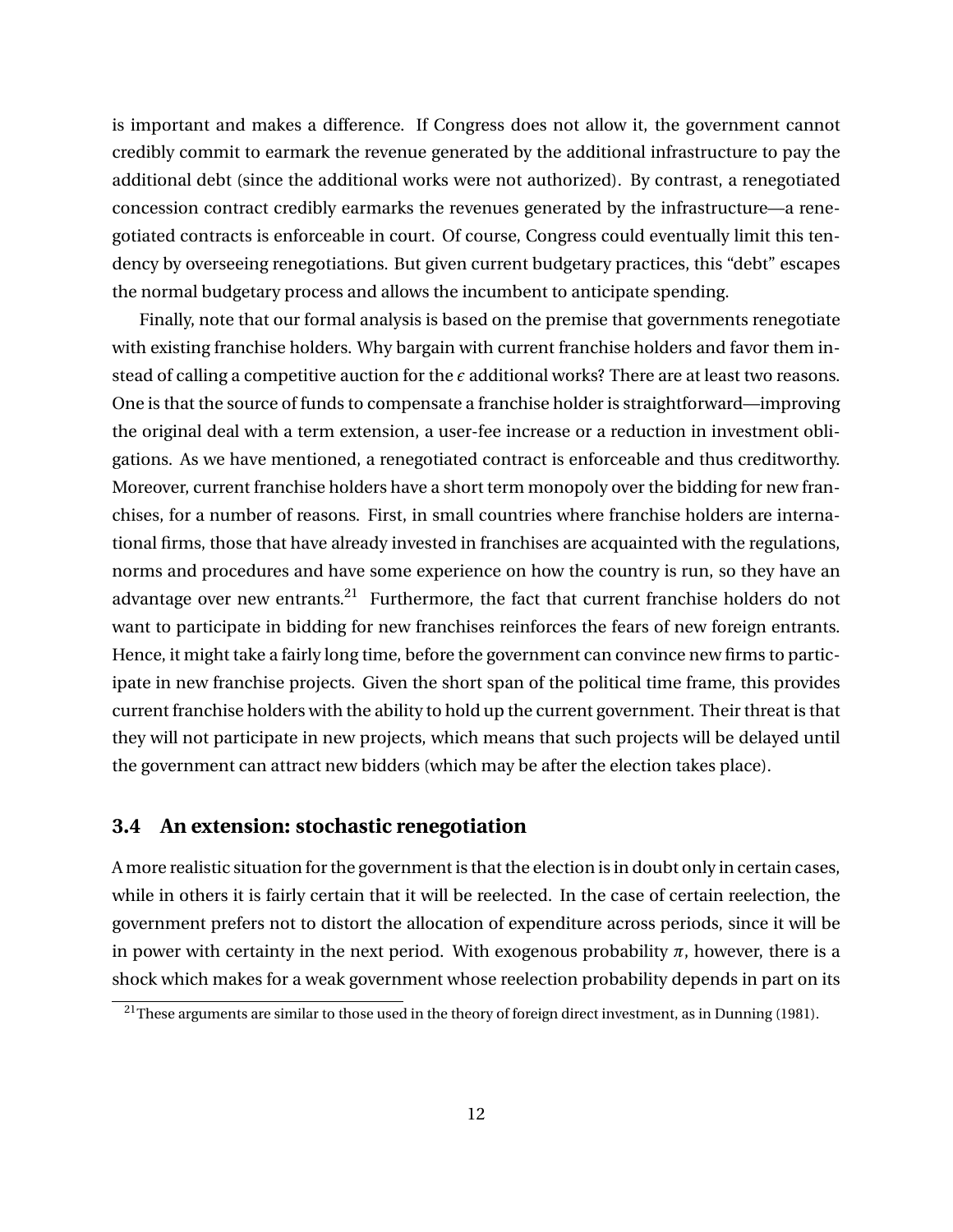is important and makes a difference. If Congress does not allow it, the government cannot credibly commit to earmark the revenue generated by the additional infrastructure to pay the additional debt (since the additional works were not authorized). By contrast, a renegotiated concession contract credibly earmarks the revenues generated by the infrastructure—a renegotiated contracts is enforceable in court. Of course, Congress could eventually limit this tendency by overseeing renegotiations. But given current budgetary practices, this "debt" escapes the normal budgetary process and allows the incumbent to anticipate spending.

Finally, note that our formal analysis is based on the premise that governments renegotiate with existing franchise holders. Why bargain with current franchise holders and favor them instead of calling a competitive auction for the $\epsilon$ additional works? There are at least two reasons. One is that the source of funds to compensate a franchise holder is straightforward—improving the original deal with a term extension, a user-fee increase or a reduction in investment obligations. As we have mentioned, a renegotiated contract is enforceable and thus creditworthy. Moreover, current franchise holders have a short term monopoly over the bidding for new franchises, for a number of reasons. First, in small countries where franchise holders are international firms, those that have already invested in franchises are acquainted with the regulations, norms and procedures and have some experience on how the country is run, so they have an advantage over new entrants.[21] Furthermore, the fact that current franchise holders do not want to participate in bidding for new franchises reinforces the fears of new foreign entrants. Hence, it might take a fairly long time, before the government can convince new firms to participate in new franchise projects. Given the short span of the political time frame, this provides current franchise holders with the ability to hold up the current government. Their threat is that they will not participate in new projects, which means that such projects will be delayed until the government can attract new bidders (which may be after the election takes place).

### 3.4 An extension: stochastic renegotiation

A more realistic situation for the government is that the election is in doubt only in certain cases, while in others it is fairly certain that it will be reelected. In the case of certain reelection, the government prefers not to distort the allocation of expenditure across periods, since it will be in power with certainty in the next period. With exogenous probability $\pi$, however, there is a shock which makes for a weak government whose reelection probability depends in part on its

[21] These arguments are similar to those used in the theory of foreign direct investment, as in Dunning (1981).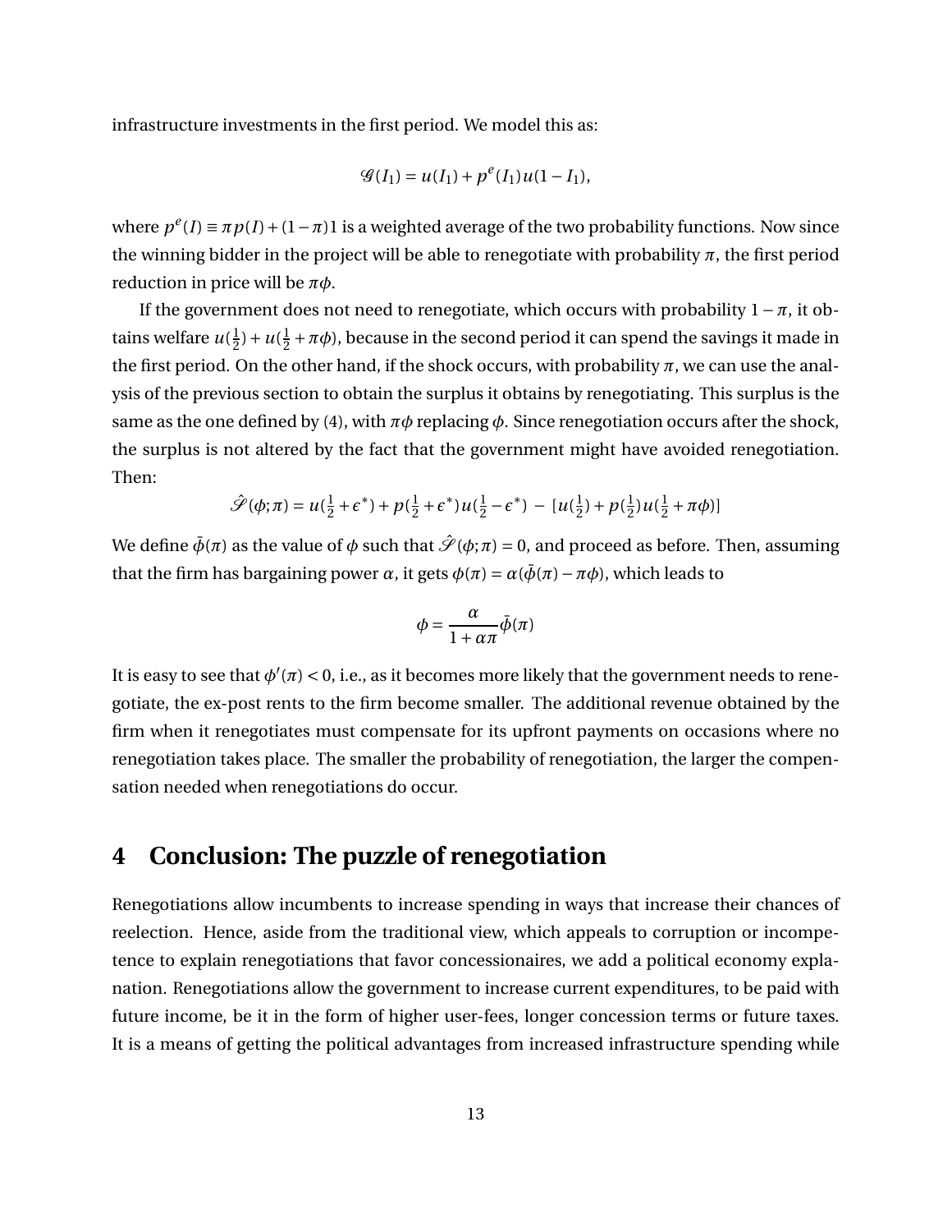infrastructure investments in the first period. We model this as:

$$\mathscr{G}(I_1) = u(I_1) + p^e(I_1)u(1 - I_1),$$

where $p^e(I) \equiv \pi p(I) + (1-\pi)1$ is a weighted average of the two probability functions. Now since the winning bidder in the project will be able to renegotiate with probability $\pi$, the first period reduction in price will be $\pi\phi$.

If the government does not need to renegotiate, which occurs with probability $1-\pi$, it obtains welfare $u(\frac{1}{2}) + u(\frac{1}{2} + \pi\phi)$, because in the second period it can spend the savings it made in the first period. On the other hand, if the shock occurs, with probability $\pi$, we can use the analysis of the previous section to obtain the surplus it obtains by renegotiating. This surplus is the same as the one defined by (4), with $\pi\phi$ replacing $\phi$. Since renegotiation occurs after the shock, the surplus is not altered by the fact that the government might have avoided renegotiation. Then:

$$\hat{\mathscr{S}}(\phi;\pi) = u(\tfrac{1}{2}+\epsilon^*) + p(\tfrac{1}{2}+\epsilon^*)u(\tfrac{1}{2}-\epsilon^*) \; - \; [u(\tfrac{1}{2}) + p(\tfrac{1}{2})u(\tfrac{1}{2}+\pi\phi)]$$

We define $\bar{\phi}(\pi)$ as the value of $\phi$ such that $\hat{\mathscr{S}}(\phi;\pi) = 0$, and proceed as before. Then, assuming that the firm has bargaining power $\alpha$, it gets $\phi(\pi) = \alpha(\bar{\phi}(\pi) - \pi\phi)$, which leads to

$$\phi = \frac{\alpha}{1+\alpha\pi}\bar{\phi}(\pi)$$

It is easy to see that $\phi'(\pi) < 0$, i.e., as it becomes more likely that the government needs to renegotiate, the ex-post rents to the firm become smaller. The additional revenue obtained by the firm when it renegotiates must compensate for its upfront payments on occasions where no renegotiation takes place. The smaller the probability of renegotiation, the larger the compensation needed when renegotiations do occur.

## 4 Conclusion: The puzzle of renegotiation

Renegotiations allow incumbents to increase spending in ways that increase their chances of reelection. Hence, aside from the traditional view, which appeals to corruption or incompetence to explain renegotiations that favor concessionaires, we add a political economy explanation. Renegotiations allow the government to increase current expenditures, to be paid with future income, be it in the form of higher user-fees, longer concession terms or future taxes. It is a means of getting the political advantages from increased infrastructure spending while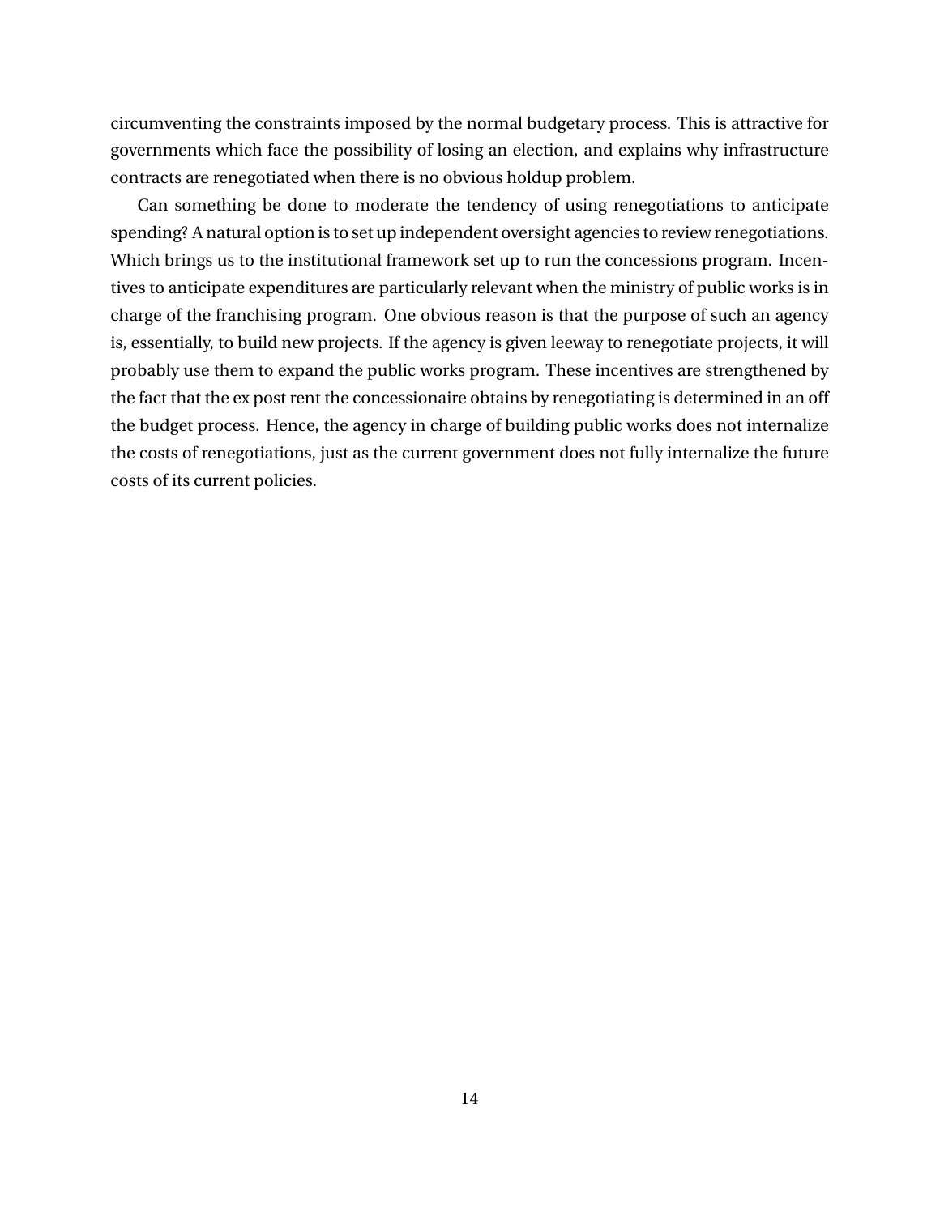circumventing the constraints imposed by the normal budgetary process. This is attractive for governments which face the possibility of losing an election, and explains why infrastructure contracts are renegotiated when there is no obvious holdup problem.

Can something be done to moderate the tendency of using renegotiations to anticipate spending? A natural option is to set up independent oversight agencies to review renegotiations. Which brings us to the institutional framework set up to run the concessions program. Incentives to anticipate expenditures are particularly relevant when the ministry of public works is in charge of the franchising program. One obvious reason is that the purpose of such an agency is, essentially, to build new projects. If the agency is given leeway to renegotiate projects, it will probably use them to expand the public works program. These incentives are strengthened by the fact that the ex post rent the concessionaire obtains by renegotiating is determined in an off the budget process. Hence, the agency in charge of building public works does not internalize the costs of renegotiations, just as the current government does not fully internalize the future costs of its current policies.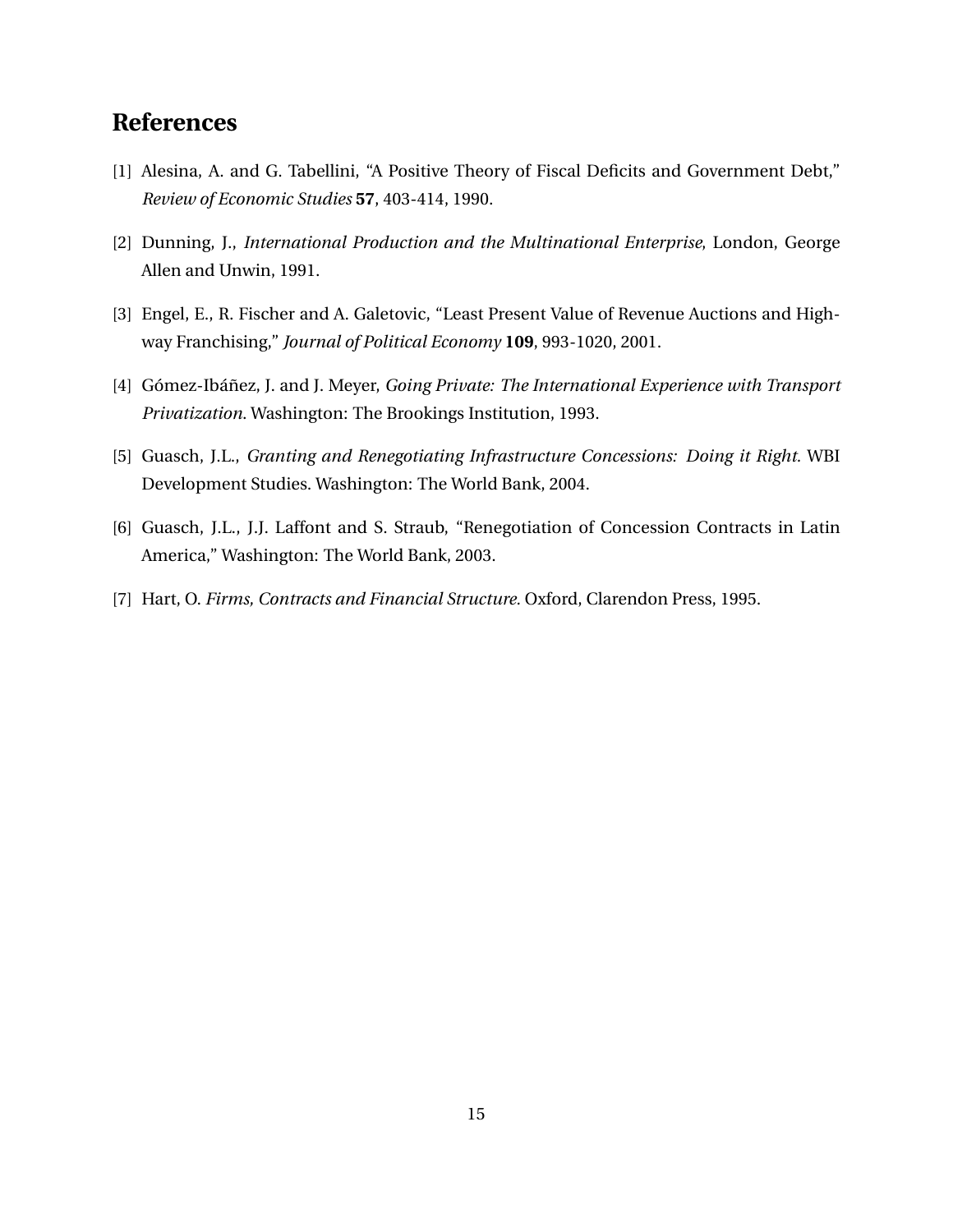## References

[1] Alesina, A. and G. Tabellini, "A Positive Theory of Fiscal Deficits and Government Debt," *Review of Economic Studies* **57**, 403-414, 1990.

[2] Dunning, J., *International Production and the Multinational Enterprise*, London, George Allen and Unwin, 1991.

[3] Engel, E., R. Fischer and A. Galetovic, "Least Present Value of Revenue Auctions and Highway Franchising," *Journal of Political Economy* **109**, 993-1020, 2001.

[4] Gómez-Ibáñez, J. and J. Meyer, *Going Private: The International Experience with Transport Privatization*. Washington: The Brookings Institution, 1993.

[5] Guasch, J.L., *Granting and Renegotiating Infrastructure Concessions: Doing it Right*. WBI Development Studies. Washington: The World Bank, 2004.

[6] Guasch, J.L., J.J. Laffont and S. Straub, "Renegotiation of Concession Contracts in Latin America," Washington: The World Bank, 2003.

[7] Hart, O. *Firms, Contracts and Financial Structure*. Oxford, Clarendon Press, 1995.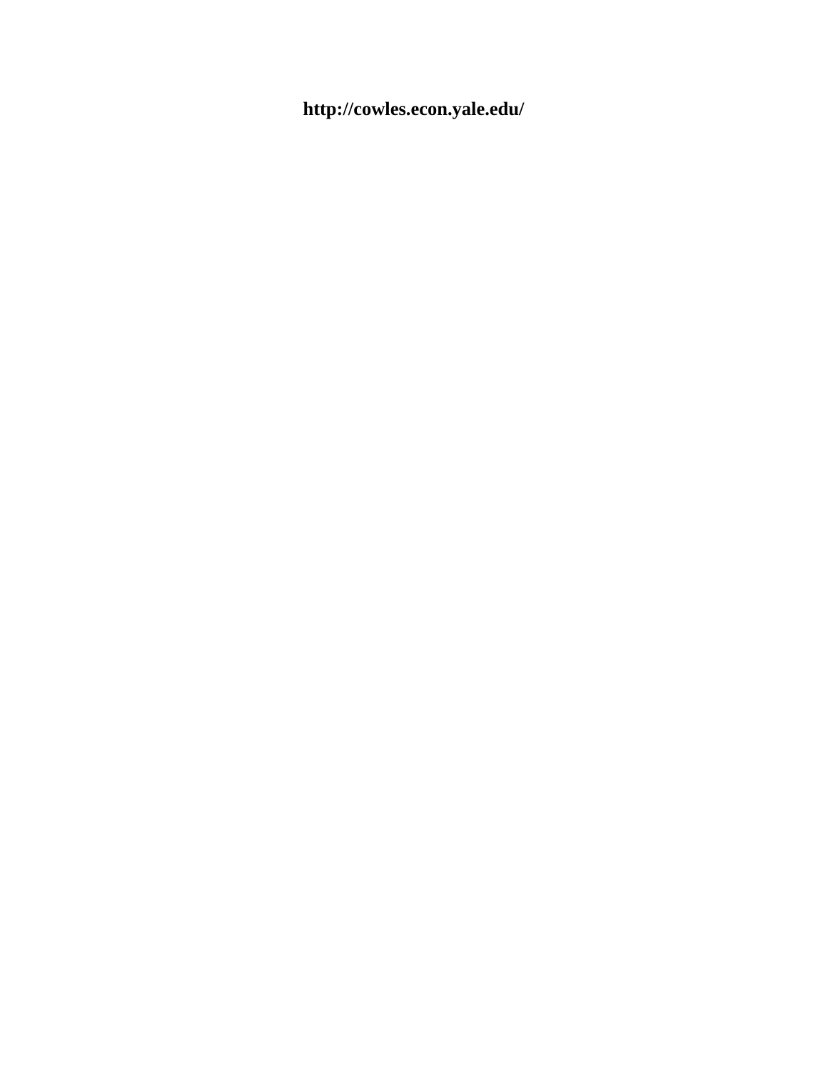**http://cowles.econ.yale.edu/**